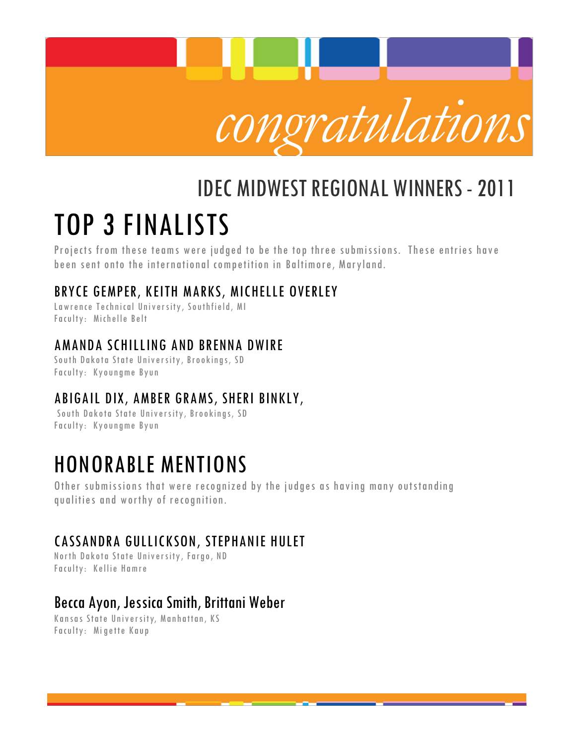# congratulations

## IDEC MIDWEST REGIONAL WINNERS - 2011

# TOP 3 FINALISTS

Projects from these teams were judged to be the top three submissions. These entries have been sent onto the international competition in Baltimore, Maryland.

### BRYCE GEMPER, KEITH MARKS, MICHELLE OVERLEY

Lawrence Technical University, Southfield, MI
Faculty: Michelle Belt

### AMANDA SCHILLING AND BRENNA DWIRE

South Dakota State University, Brookings, SD
Faculty: Kyoungme Byun

### ABIGAIL DIX, AMBER GRAMS, SHERI BINKLY,

South Dakota State University, Brookings, SD
Faculty: Kyoungme Byun

# HONORABLE MENTIONS

Other submissions that were recognized by the judges as having many outstanding qualities and worthy of recognition.

### CASSANDRA GULLICKSON, STEPHANIE HULET

North Dakota State University, Fargo, ND
Faculty: Kellie Hamre

### Becca Ayon, Jessica Smith, Brittani Weber

Kansas State University, Manhattan, KS
Faculty: Migette Kaup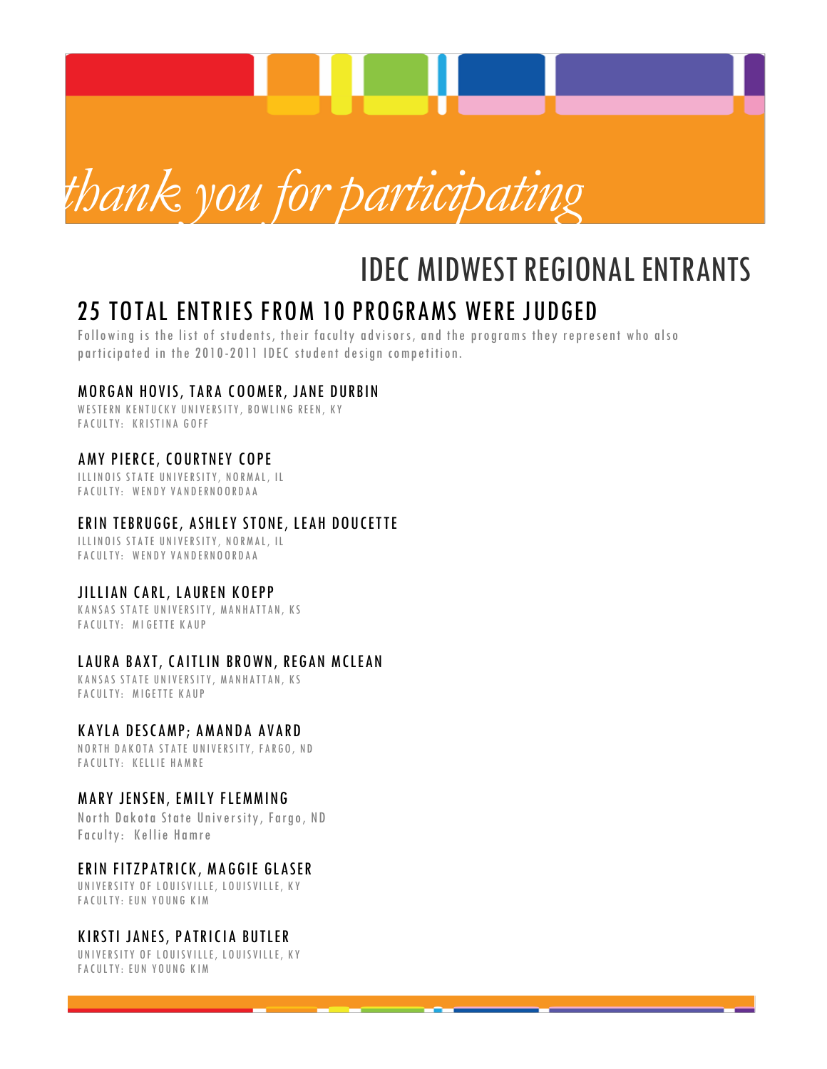*thank you for participating*

# IDEC MIDWEST REGIONAL ENTRANTS

## 25 TOTAL ENTRIES FROM 10 PROGRAMS WERE JUDGED

Following is the list of students, their faculty advisors, and the programs they represent who also participated in the 2010-2011 IDEC student design competition.

### MORGAN HOVIS, TARA COOMER, JANE DURBIN

WESTERN KENTUCKY UNIVERSITY, BOWLING REEN, KY
FACULTY: KRISTINA GOFF

### AMY PIERCE, COURTNEY COPE

ILLINOIS STATE UNIVERSITY, NORMAL, IL
FACULTY: WENDY VANDERNOORDAA

### ERIN TEBRUGGE, ASHLEY STONE, LEAH DOUCETTE

ILLINOIS STATE UNIVERSITY, NORMAL, IL
FACULTY: WENDY VANDERNOORDAA

### JILLIAN CARL, LAUREN KOEPP

KANSAS STATE UNIVERSITY, MANHATTAN, KS
FACULTY: MIGETTE KAUP

### LAURA BAXT, CAITLIN BROWN, REGAN MCLEAN

KANSAS STATE UNIVERSITY, MANHATTAN, KS
FACULTY: MIGETTE KAUP

### KAYLA DESCAMP; AMANDA AVARD

NORTH DAKOTA STATE UNIVERSITY, FARGO, ND
FACULTY: KELLIE HAMRE

### MARY JENSEN, EMILY FLEMMING

North Dakota State University, Fargo, ND
Faculty: Kellie Hamre

### ERIN FITZPATRICK, MAGGIE GLASER

UNIVERSITY OF LOUISVILLE, LOUISVILLE, KY
FACULTY: EUN YOUNG KIM

### KIRSTI JANES, PATRICIA BUTLER

UNIVERSITY OF LOUISVILLE, LOUISVILLE, KY
FACULTY: EUN YOUNG KIM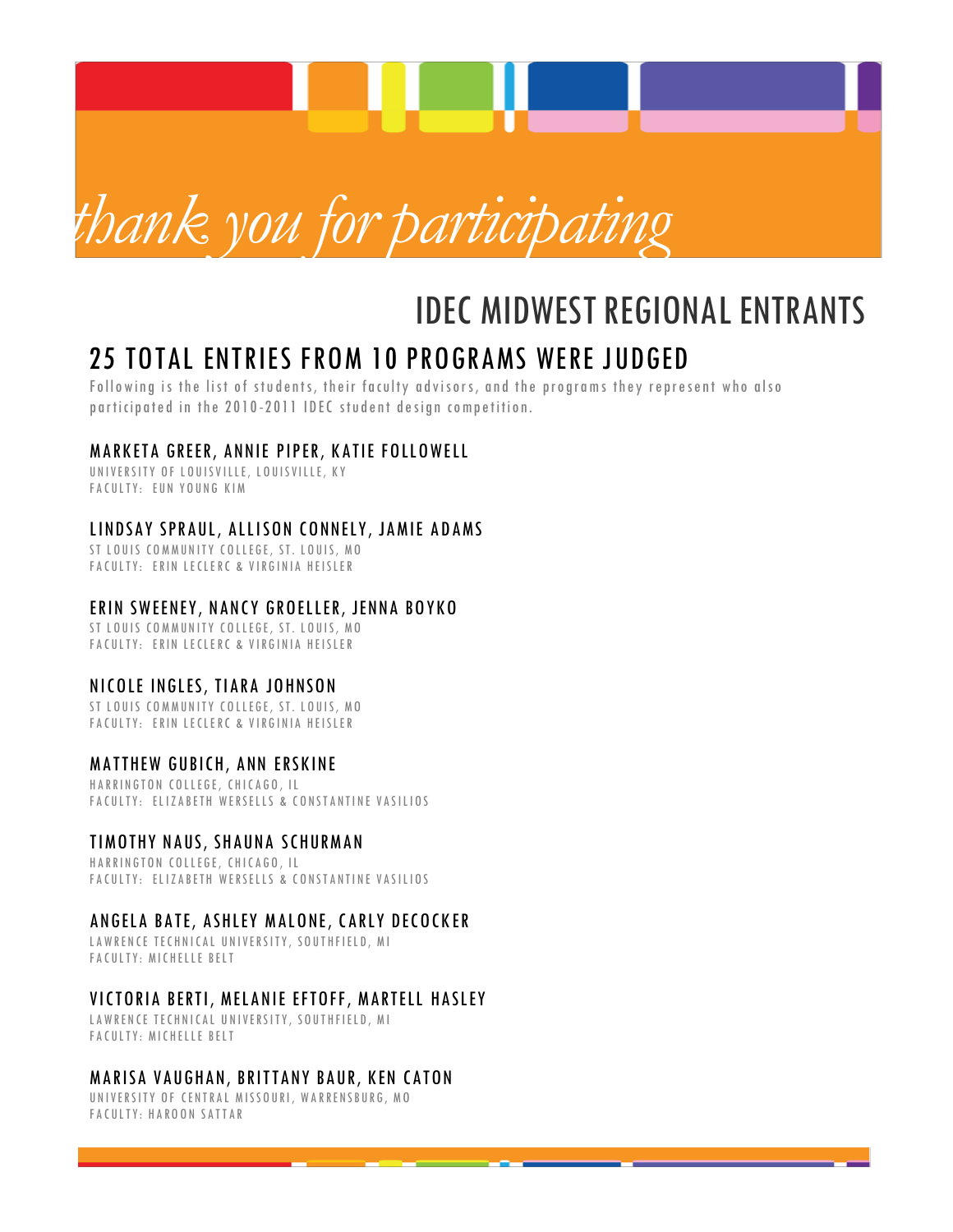*thank you for participating*

# IDEC MIDWEST REGIONAL ENTRANTS

## 25 TOTAL ENTRIES FROM 10 PROGRAMS WERE JUDGED

Following is the list of students, their faculty advisors, and the programs they represent who also participated in the 2010-2011 IDEC student design competition.

### MARKETA GREER, ANNIE PIPER, KATIE FOLLOWELL

UNIVERSITY OF LOUISVILLE, LOUISVILLE, KY
FACULTY: EUN YOUNG KIM

### LINDSAY SPRAUL, ALLISON CONNELY, JAMIE ADAMS

ST LOUIS COMMUNITY COLLEGE, ST. LOUIS, MO
FACULTY: ERIN LECLERC & VIRGINIA HEISLER

### ERIN SWEENEY, NANCY GROELLER, JENNA BOYKO

ST LOUIS COMMUNITY COLLEGE, ST. LOUIS, MO
FACULTY: ERIN LECLERC & VIRGINIA HEISLER

### NICOLE INGLES, TIARA JOHNSON

ST LOUIS COMMUNITY COLLEGE, ST. LOUIS, MO
FACULTY: ERIN LECLERC & VIRGINIA HEISLER

### MATTHEW GUBICH, ANN ERSKINE

HARRINGTON COLLEGE, CHICAGO, IL
FACULTY: ELIZABETH WERSELLS & CONSTANTINE VASILIOS

### TIMOTHY NAUS, SHAUNA SCHURMAN

HARRINGTON COLLEGE, CHICAGO, IL
FACULTY: ELIZABETH WERSELLS & CONSTANTINE VASILIOS

### ANGELA BATE, ASHLEY MALONE, CARLY DECOCKER

LAWRENCE TECHNICAL UNIVERSITY, SOUTHFIELD, MI
FACULTY: MICHELLE BELT

### VICTORIA BERTI, MELANIE EFTOFF, MARTELL HASLEY

LAWRENCE TECHNICAL UNIVERSITY, SOUTHFIELD, MI
FACULTY: MICHELLE BELT

### MARISA VAUGHAN, BRITTANY BAUR, KEN CATON

UNIVERSITY OF CENTRAL MISSOURI, WARRENSBURG, MO
FACULTY: HAROON SATTAR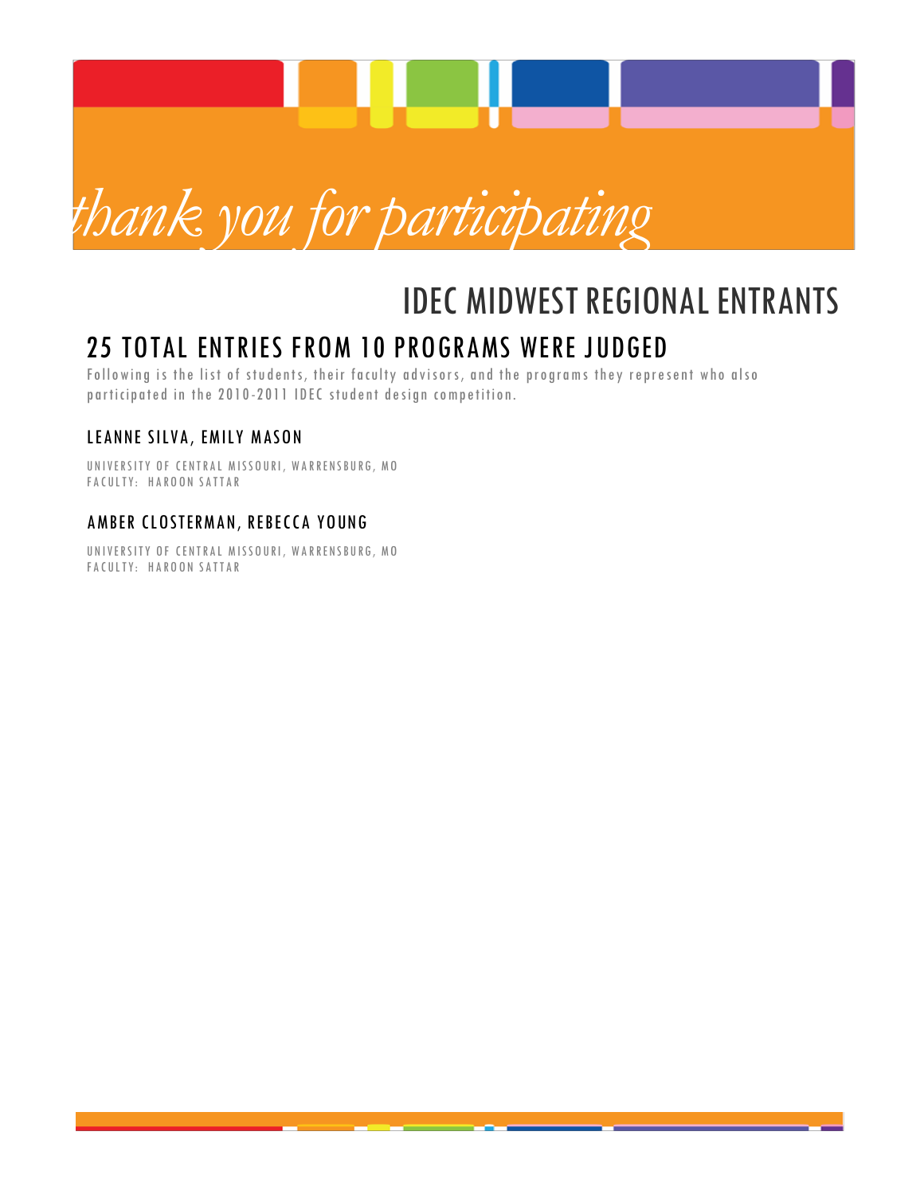*thank you for participating*

# IDEC MIDWEST REGIONAL ENTRANTS

## 25 TOTAL ENTRIES FROM 10 PROGRAMS WERE JUDGED

Following is the list of students, their faculty advisors, and the programs they represent who also participated in the 2010-2011 IDEC student design competition.

### LEANNE SILVA, EMILY MASON

UNIVERSITY OF CENTRAL MISSOURI, WARRENSBURG, MO
FACULTY: HAROON SATTAR

### AMBER CLOSTERMAN, REBECCA YOUNG

UNIVERSITY OF CENTRAL MISSOURI, WARRENSBURG, MO
FACULTY: HAROON SATTAR